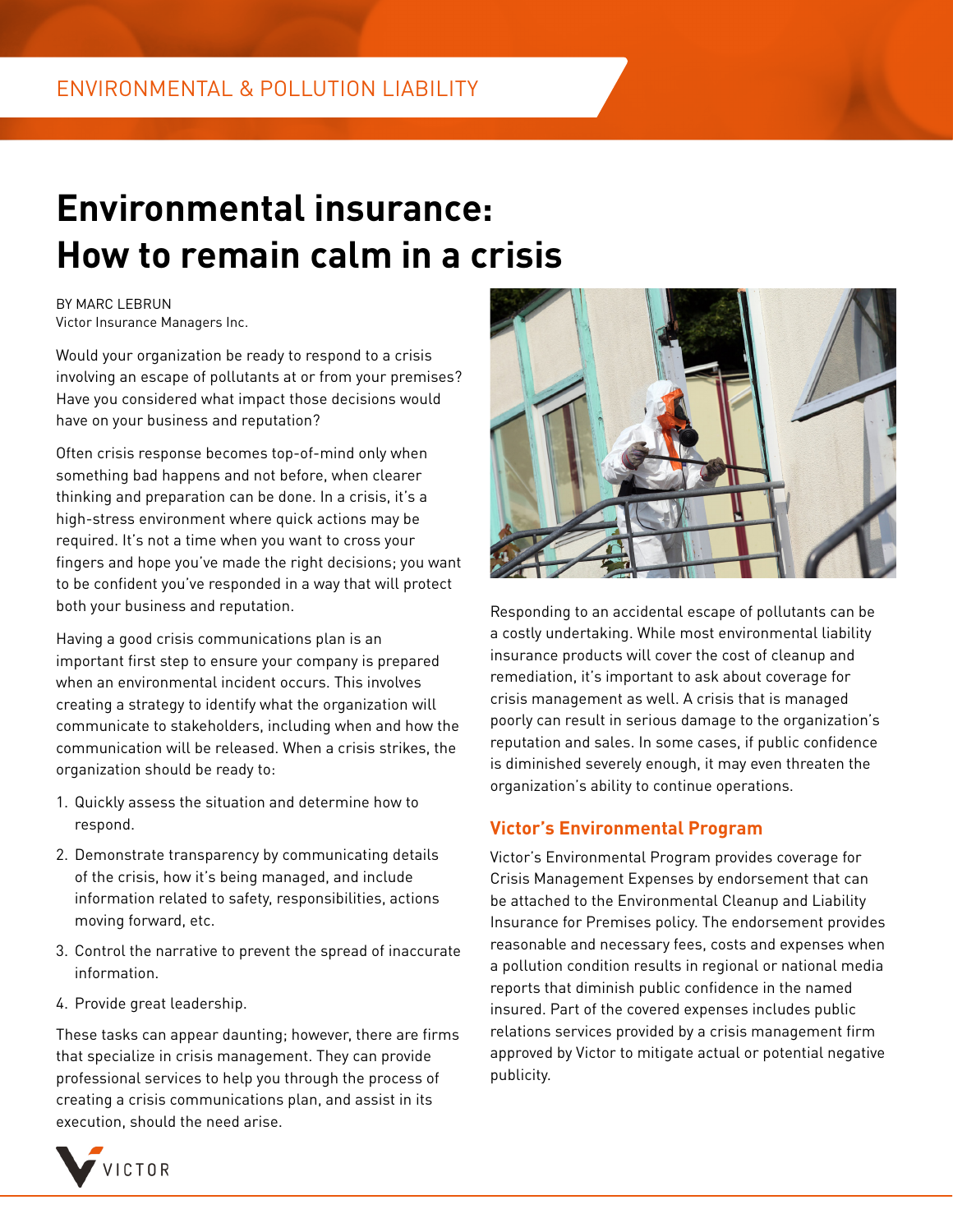ENVIRONMENTAL & POLLUTION LIABILITY

# Environmental insurance: How to remain calm in a crisis

BY MARC LEBRUN
Victor Insurance Managers Inc.

Would your organization be ready to respond to a crisis involving an escape of pollutants at or from your premises? Have you considered what impact those decisions would have on your business and reputation?

Often crisis response becomes top-of-mind only when something bad happens and not before, when clearer thinking and preparation can be done. In a crisis, it's a high-stress environment where quick actions may be required. It's not a time when you want to cross your fingers and hope you've made the right decisions; you want to be confident you've responded in a way that will protect both your business and reputation.

Having a good crisis communications plan is an important first step to ensure your company is prepared when an environmental incident occurs. This involves creating a strategy to identify what the organization will communicate to stakeholders, including when and how the communication will be released. When a crisis strikes, the organization should be ready to:

1. Quickly assess the situation and determine how to respond.
2. Demonstrate transparency by communicating details of the crisis, how it's being managed, and include information related to safety, responsibilities, actions moving forward, etc.
3. Control the narrative to prevent the spread of inaccurate information.
4. Provide great leadership.

These tasks can appear daunting; however, there are firms that specialize in crisis management. They can provide professional services to help you through the process of creating a crisis communications plan, and assist in its execution, should the need arise.

Responding to an accidental escape of pollutants can be a costly undertaking. While most environmental liability insurance products will cover the cost of cleanup and remediation, it's important to ask about coverage for crisis management as well. A crisis that is managed poorly can result in serious damage to the organization's reputation and sales. In some cases, if public confidence is diminished severely enough, it may even threaten the organization's ability to continue operations.

## Victor's Environmental Program

Victor's Environmental Program provides coverage for Crisis Management Expenses by endorsement that can be attached to the Environmental Cleanup and Liability Insurance for Premises policy. The endorsement provides reasonable and necessary fees, costs and expenses when a pollution condition results in regional or national media reports that diminish public confidence in the named insured. Part of the covered expenses includes public relations services provided by a crisis management firm approved by Victor to mitigate actual or potential negative publicity.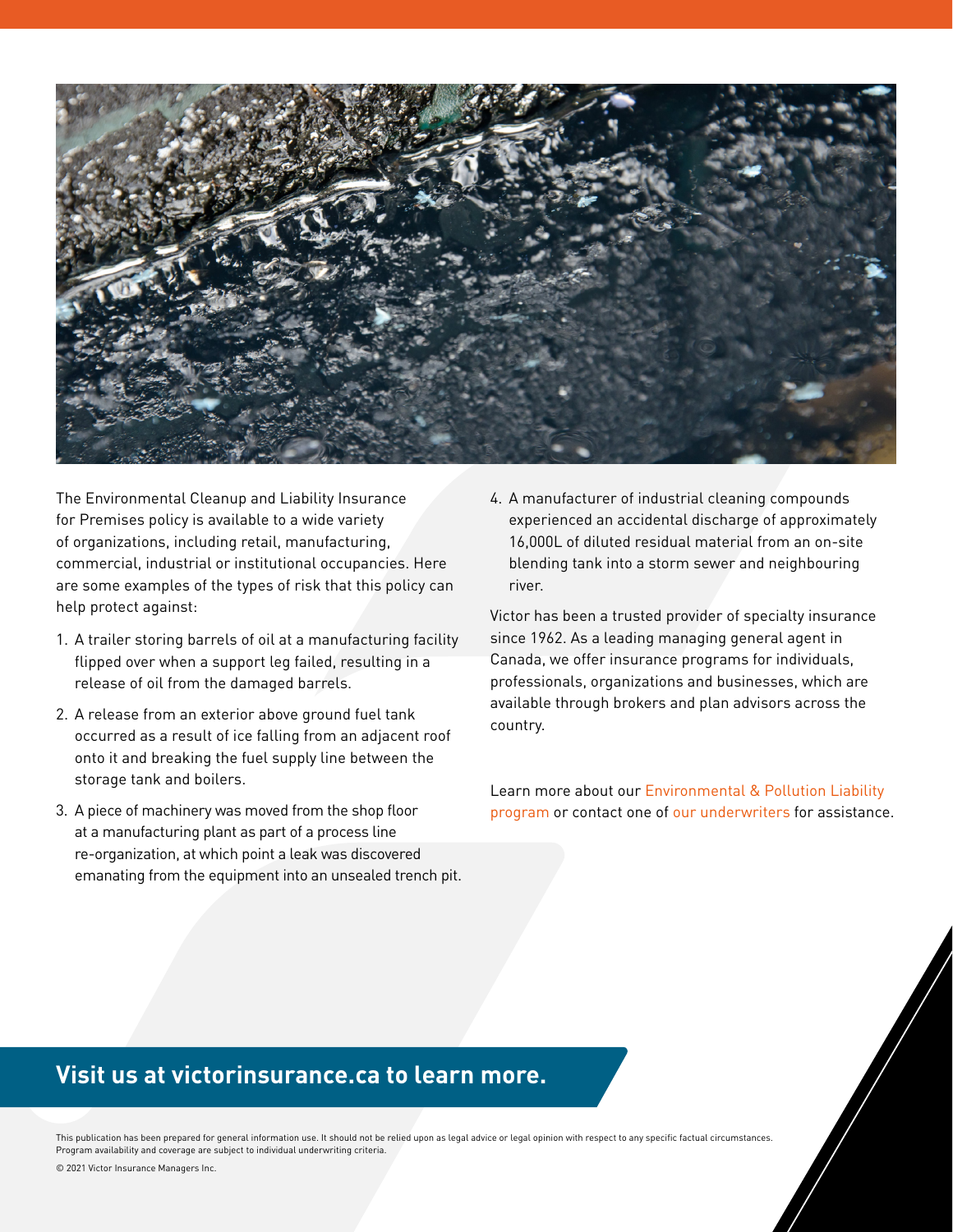The Environmental Cleanup and Liability Insurance for Premises policy is available to a wide variety of organizations, including retail, manufacturing, commercial, industrial or institutional occupancies. Here are some examples of the types of risk that this policy can help protect against:

1. A trailer storing barrels of oil at a manufacturing facility flipped over when a support leg failed, resulting in a release of oil from the damaged barrels.
2. A release from an exterior above ground fuel tank occurred as a result of ice falling from an adjacent roof onto it and breaking the fuel supply line between the storage tank and boilers.
3. A piece of machinery was moved from the shop floor at a manufacturing plant as part of a process line re-organization, at which point a leak was discovered emanating from the equipment into an unsealed trench pit.
4. A manufacturer of industrial cleaning compounds experienced an accidental discharge of approximately 16,000L of diluted residual material from an on-site blending tank into a storm sewer and neighbouring river.

Victor has been a trusted provider of specialty insurance since 1962. As a leading managing general agent in Canada, we offer insurance programs for individuals, professionals, organizations and businesses, which are available through brokers and plan advisors across the country.

Learn more about our Environmental & Pollution Liability program or contact one of our underwriters for assistance.

## Visit us at victorinsurance.ca to learn more.

This publication has been prepared for general information use. It should not be relied upon as legal advice or legal opinion with respect to any specific factual circumstances. Program availability and coverage are subject to individual underwriting criteria.

© 2021 Victor Insurance Managers Inc.